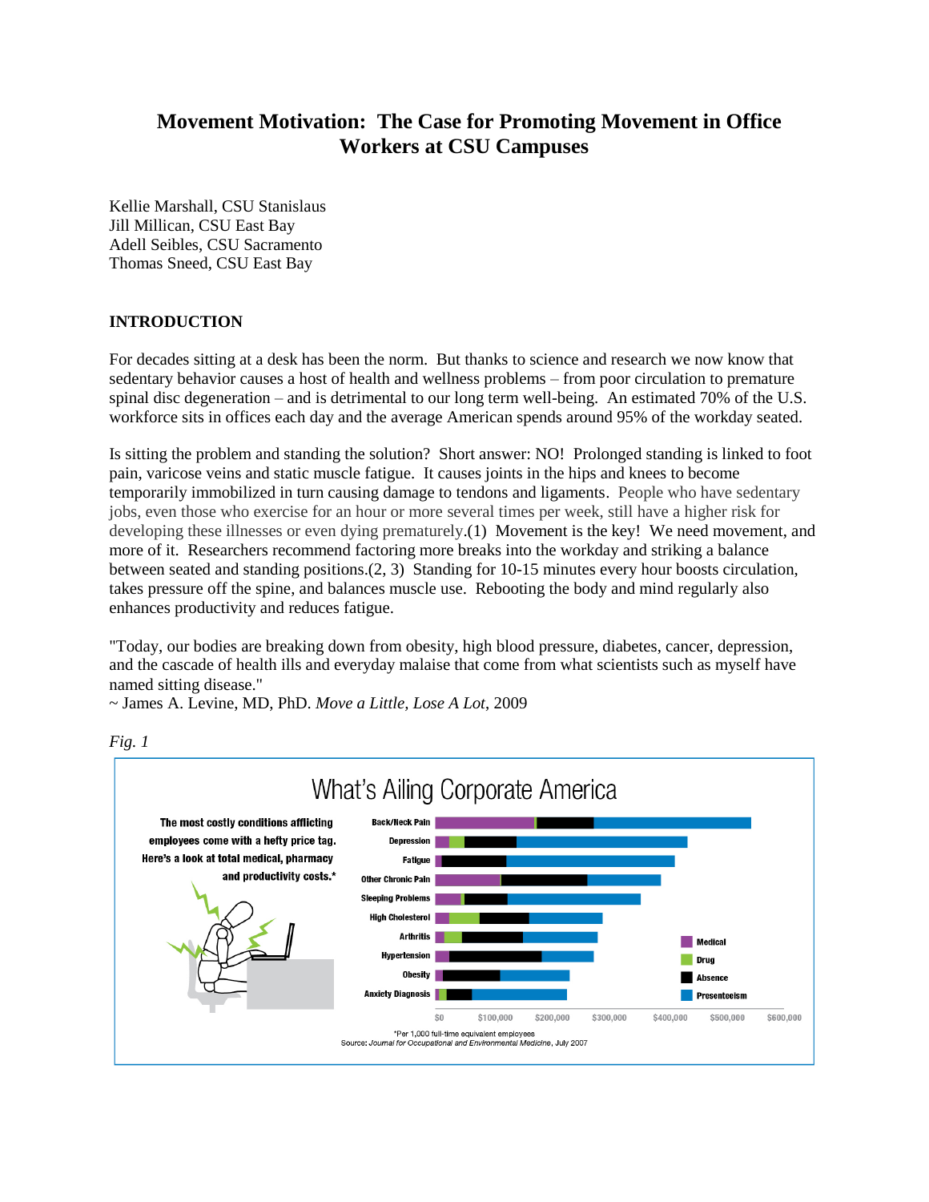# Movement Motivation: The Case for Promoting Movement in Office Workers at CSU Campuses

Kellie Marshall, CSU Stanislaus
Jill Millican, CSU East Bay
Adell Seibles, CSU Sacramento
Thomas Sneed, CSU East Bay

## INTRODUCTION

For decades sitting at a desk has been the norm. But thanks to science and research we now know that sedentary behavior causes a host of health and wellness problems – from poor circulation to premature spinal disc degeneration – and is detrimental to our long term well-being. An estimated 70% of the U.S. workforce sits in offices each day and the average American spends around 95% of the workday seated.

Is sitting the problem and standing the solution? Short answer: NO! Prolonged standing is linked to foot pain, varicose veins and static muscle fatigue. It causes joints in the hips and knees to become temporarily immobilized in turn causing damage to tendons and ligaments. People who have sedentary jobs, even those who exercise for an hour or more several times per week, still have a higher risk for developing these illnesses or even dying prematurely.(1) Movement is the key! We need movement, and more of it. Researchers recommend factoring more breaks into the workday and striking a balance between seated and standing positions.(2, 3) Standing for 10-15 minutes every hour boosts circulation, takes pressure off the spine, and balances muscle use. Rebooting the body and mind regularly also enhances productivity and reduces fatigue.

"Today, our bodies are breaking down from obesity, high blood pressure, diabetes, cancer, depression, and the cascade of health ills and everyday malaise that come from what scientists such as myself have named sitting disease."
~ James A. Levine, MD, PhD. *Move a Little, Lose A Lot*, 2009

*Fig. 1*

What's Ailing Corporate America

The most costly conditions afflicting employees come with a hefty price tag. Here's a look at total medical, pharmacy and productivity costs.*

*Per 1,000 full-time equivalent employees
Source: *Journal for Occupational and Environmental Medicine*, July 2007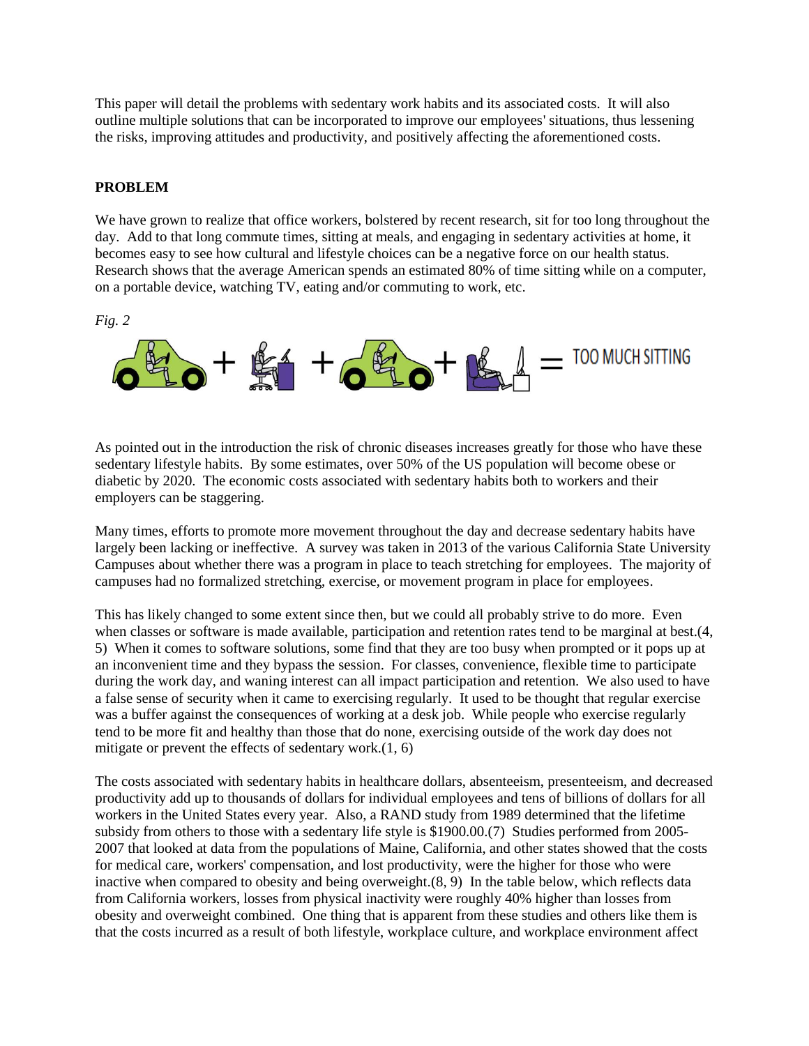This paper will detail the problems with sedentary work habits and its associated costs. It will also outline multiple solutions that can be incorporated to improve our employees' situations, thus lessening the risks, improving attitudes and productivity, and positively affecting the aforementioned costs.

## PROBLEM

We have grown to realize that office workers, bolstered by recent research, sit for too long throughout the day. Add to that long commute times, sitting at meals, and engaging in sedentary activities at home, it becomes easy to see how cultural and lifestyle choices can be a negative force on our health status. Research shows that the average American spends an estimated 80% of time sitting while on a computer, on a portable device, watching TV, eating and/or commuting to work, etc.

*Fig. 2*

\+ \+ \+ = TOO MUCH SITTING

As pointed out in the introduction the risk of chronic diseases increases greatly for those who have these sedentary lifestyle habits. By some estimates, over 50% of the US population will become obese or diabetic by 2020. The economic costs associated with sedentary habits both to workers and their employers can be staggering.

Many times, efforts to promote more movement throughout the day and decrease sedentary habits have largely been lacking or ineffective. A survey was taken in 2013 of the various California State University Campuses about whether there was a program in place to teach stretching for employees. The majority of campuses had no formalized stretching, exercise, or movement program in place for employees.

This has likely changed to some extent since then, but we could all probably strive to do more. Even when classes or software is made available, participation and retention rates tend to be marginal at best.(4, 5) When it comes to software solutions, some find that they are too busy when prompted or it pops up at an inconvenient time and they bypass the session. For classes, convenience, flexible time to participate during the work day, and waning interest can all impact participation and retention. We also used to have a false sense of security when it came to exercising regularly. It used to be thought that regular exercise was a buffer against the consequences of working at a desk job. While people who exercise regularly tend to be more fit and healthy than those that do none, exercising outside of the work day does not mitigate or prevent the effects of sedentary work.(1, 6)

The costs associated with sedentary habits in healthcare dollars, absenteeism, presenteeism, and decreased productivity add up to thousands of dollars for individual employees and tens of billions of dollars for all workers in the United States every year. Also, a RAND study from 1989 determined that the lifetime subsidy from others to those with a sedentary life style is $1900.00.(7) Studies performed from 2005-2007 that looked at data from the populations of Maine, California, and other states showed that the costs for medical care, workers' compensation, and lost productivity, were the higher for those who were inactive when compared to obesity and being overweight.(8, 9) In the table below, which reflects data from California workers, losses from physical inactivity were roughly 40% higher than losses from obesity and overweight combined. One thing that is apparent from these studies and others like them is that the costs incurred as a result of both lifestyle, workplace culture, and workplace environment affect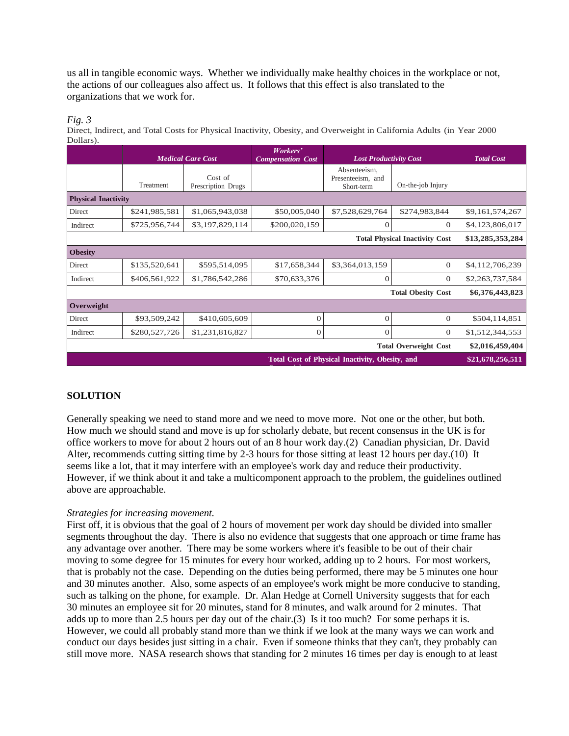us all in tangible economic ways. Whether we individually make healthy choices in the workplace or not, the actions of our colleagues also affect us. It follows that this effect is also translated to the organizations that we work for.

*Fig. 3*

Direct, Indirect, and Total Costs for Physical Inactivity, Obesity, and Overweight in California Adults (in Year 2000 Dollars).

| | ***Medical Care Cost*** | | ***Workers' Compensation Cost*** | ***Lost Productivity Cost*** | | ***Total Cost*** |
|---|---|---|---|---|---|---|
| | Treatment | Cost of Prescription Drugs | | Absenteeism, Presenteeism, and Short-term | On-the-job Injury | |
| **Physical Inactivity** | | | | | | |
| Direct | $241,985,581 | $1,065,943,038 | $50,005,040 | $7,528,629,764 | $274,983,844 | $9,161,574,267 |
| Indirect | $725,956,744 | $3,197,829,114 | $200,020,159 | 0 | 0 | $4,123,806,017 |
| | | | | | **Total Physical Inactivity Cost** | **$13,285,353,284** |
| **Obesity** | | | | | | |
| Direct | $135,520,641 | $595,514,095 | $17,658,344 | $3,364,013,159 | 0 | $4,112,706,239 |
| Indirect | $406,561,922 | $1,786,542,286 | $70,633,376 | 0 | 0 | $2,263,737,584 |
| | | | | | **Total Obesity Cost** | **$6,376,443,823** |
| **Overweight** | | | | | | |
| Direct | $93,509,242 | $410,605,609 | 0 | 0 | 0 | $504,114,851 |
| Indirect | $280,527,726 | $1,231,816,827 | 0 | 0 | 0 | $1,512,344,553 |
| | | | | | **Total Overweight Cost** | **$2,016,459,404** |
| | | | | **Total Cost of Physical Inactivity, Obesity, and Overweight** | | **$21,678,256,511** |

## SOLUTION

Generally speaking we need to stand more and we need to move more. Not one or the other, but both. How much we should stand and move is up for scholarly debate, but recent consensus in the UK is for office workers to move for about 2 hours out of an 8 hour work day.(2) Canadian physician, Dr. David Alter, recommends cutting sitting time by 2-3 hours for those sitting at least 12 hours per day.(10) It seems like a lot, that it may interfere with an employee's work day and reduce their productivity. However, if we think about it and take a multicomponent approach to the problem, the guidelines outlined above are approachable.

*Strategies for increasing movement.*

First off, it is obvious that the goal of 2 hours of movement per work day should be divided into smaller segments throughout the day. There is also no evidence that suggests that one approach or time frame has any advantage over another. There may be some workers where it's feasible to be out of their chair moving to some degree for 15 minutes for every hour worked, adding up to 2 hours. For most workers, that is probably not the case. Depending on the duties being performed, there may be 5 minutes one hour and 30 minutes another. Also, some aspects of an employee's work might be more conducive to standing, such as talking on the phone, for example. Dr. Alan Hedge at Cornell University suggests that for each 30 minutes an employee sit for 20 minutes, stand for 8 minutes, and walk around for 2 minutes. That adds up to more than 2.5 hours per day out of the chair.(3) Is it too much? For some perhaps it is. However, we could all probably stand more than we think if we look at the many ways we can work and conduct our days besides just sitting in a chair. Even if someone thinks that they can't, they probably can still move more. NASA research shows that standing for 2 minutes 16 times per day is enough to at least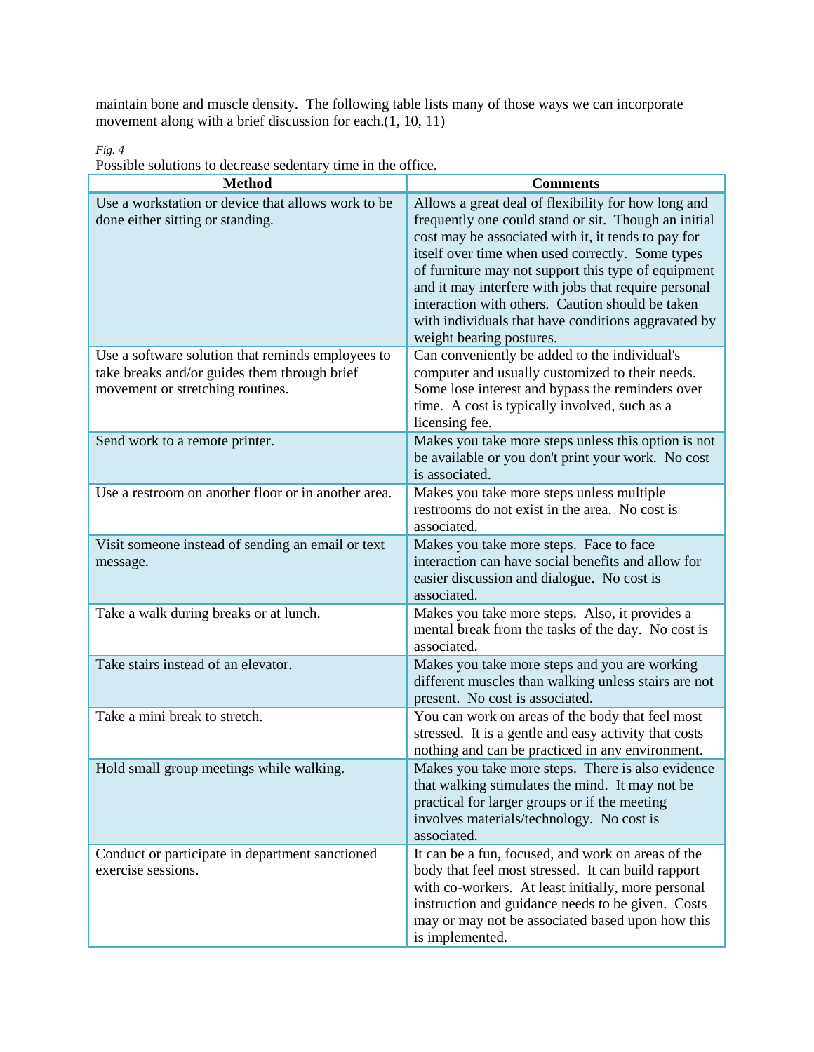maintain bone and muscle density. The following table lists many of those ways we can incorporate movement along with a brief discussion for each.(1, 10, 11)

*Fig. 4*

Possible solutions to decrease sedentary time in the office.

| Method | Comments |
| --- | --- |
| Use a workstation or device that allows work to be done either sitting or standing. | Allows a great deal of flexibility for how long and frequently one could stand or sit. Though an initial cost may be associated with it, it tends to pay for itself over time when used correctly. Some types of furniture may not support this type of equipment and it may interfere with jobs that require personal interaction with others. Caution should be taken with individuals that have conditions aggravated by weight bearing postures. |
| Use a software solution that reminds employees to take breaks and/or guides them through brief movement or stretching routines. | Can conveniently be added to the individual's computer and usually customized to their needs. Some lose interest and bypass the reminders over time. A cost is typically involved, such as a licensing fee. |
| Send work to a remote printer. | Makes you take more steps unless this option is not be available or you don't print your work. No cost is associated. |
| Use a restroom on another floor or in another area. | Makes you take more steps unless multiple restrooms do not exist in the area. No cost is associated. |
| Visit someone instead of sending an email or text message. | Makes you take more steps. Face to face interaction can have social benefits and allow for easier discussion and dialogue. No cost is associated. |
| Take a walk during breaks or at lunch. | Makes you take more steps. Also, it provides a mental break from the tasks of the day. No cost is associated. |
| Take stairs instead of an elevator. | Makes you take more steps and you are working different muscles than walking unless stairs are not present. No cost is associated. |
| Take a mini break to stretch. | You can work on areas of the body that feel most stressed. It is a gentle and easy activity that costs nothing and can be practiced in any environment. |
| Hold small group meetings while walking. | Makes you take more steps. There is also evidence that walking stimulates the mind. It may not be practical for larger groups or if the meeting involves materials/technology. No cost is associated. |
| Conduct or participate in department sanctioned exercise sessions. | It can be a fun, focused, and work on areas of the body that feel most stressed. It can build rapport with co-workers. At least initially, more personal instruction and guidance needs to be given. Costs may or may not be associated based upon how this is implemented. |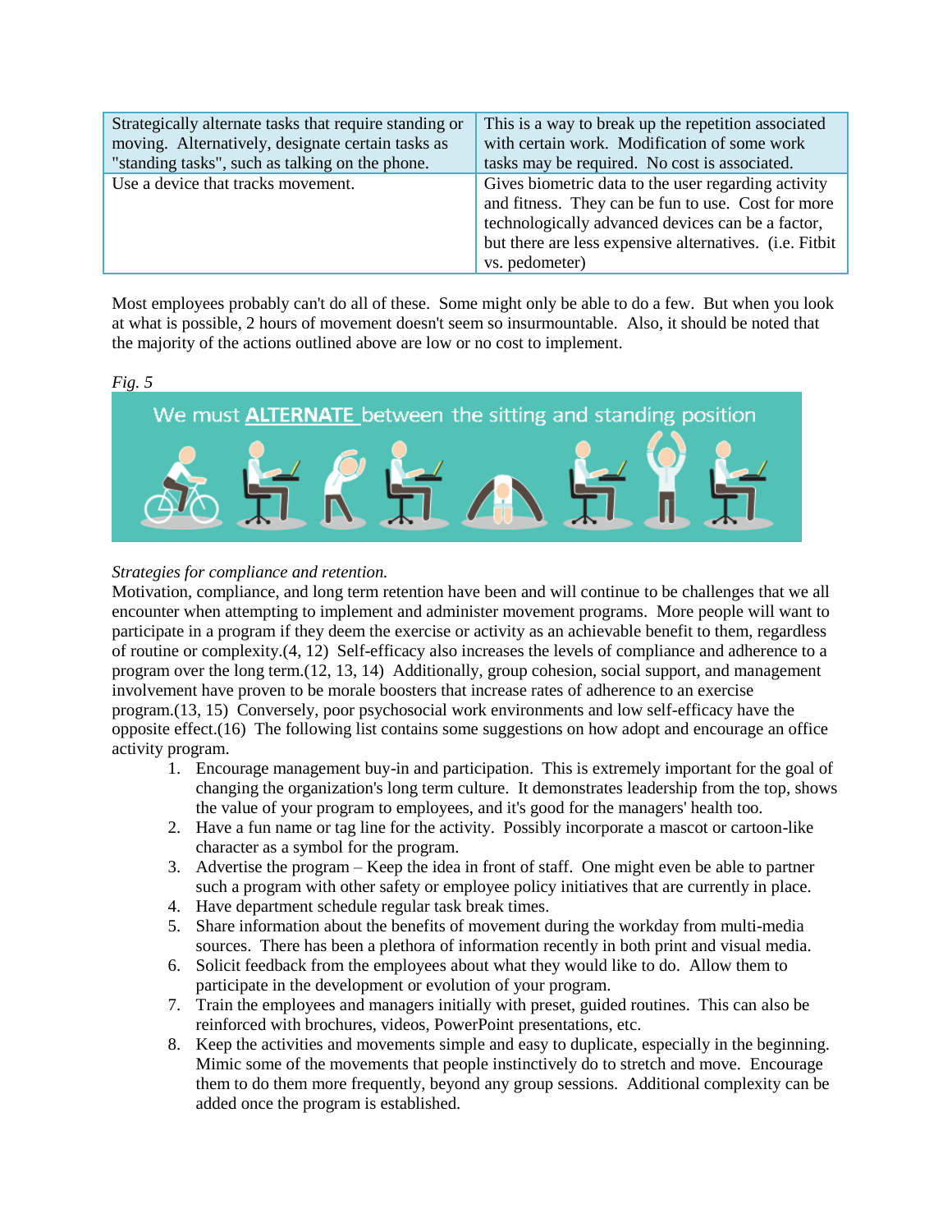| Strategically alternate tasks that require standing or moving. Alternatively, designate certain tasks as "standing tasks", such as talking on the phone. | This is a way to break up the repetition associated with certain work. Modification of some work tasks may be required. No cost is associated. |
|---|---|
| Use a device that tracks movement. | Gives biometric data to the user regarding activity and fitness. They can be fun to use. Cost for more technologically advanced devices can be a factor, but there are less expensive alternatives. (i.e. Fitbit vs. pedometer) |

Most employees probably can't do all of these. Some might only be able to do a few. But when you look at what is possible, 2 hours of movement doesn't seem so insurmountable. Also, it should be noted that the majority of the actions outlined above are low or no cost to implement.

*Fig. 5*

*Strategies for compliance and retention.*

Motivation, compliance, and long term retention have been and will continue to be challenges that we all encounter when attempting to implement and administer movement programs. More people will want to participate in a program if they deem the exercise or activity as an achievable benefit to them, regardless of routine or complexity.(4, 12) Self-efficacy also increases the levels of compliance and adherence to a program over the long term.(12, 13, 14) Additionally, group cohesion, social support, and management involvement have proven to be morale boosters that increase rates of adherence to an exercise program.(13, 15) Conversely, poor psychosocial work environments and low self-efficacy have the opposite effect.(16) The following list contains some suggestions on how adopt and encourage an office activity program.

1. Encourage management buy-in and participation. This is extremely important for the goal of changing the organization's long term culture. It demonstrates leadership from the top, shows the value of your program to employees, and it's good for the managers' health too.
2. Have a fun name or tag line for the activity. Possibly incorporate a mascot or cartoon-like character as a symbol for the program.
3. Advertise the program – Keep the idea in front of staff. One might even be able to partner such a program with other safety or employee policy initiatives that are currently in place.
4. Have department schedule regular task break times.
5. Share information about the benefits of movement during the workday from multi-media sources. There has been a plethora of information recently in both print and visual media.
6. Solicit feedback from the employees about what they would like to do. Allow them to participate in the development or evolution of your program.
7. Train the employees and managers initially with preset, guided routines. This can also be reinforced with brochures, videos, PowerPoint presentations, etc.
8. Keep the activities and movements simple and easy to duplicate, especially in the beginning. Mimic some of the movements that people instinctively do to stretch and move. Encourage them to do them more frequently, beyond any group sessions. Additional complexity can be added once the program is established.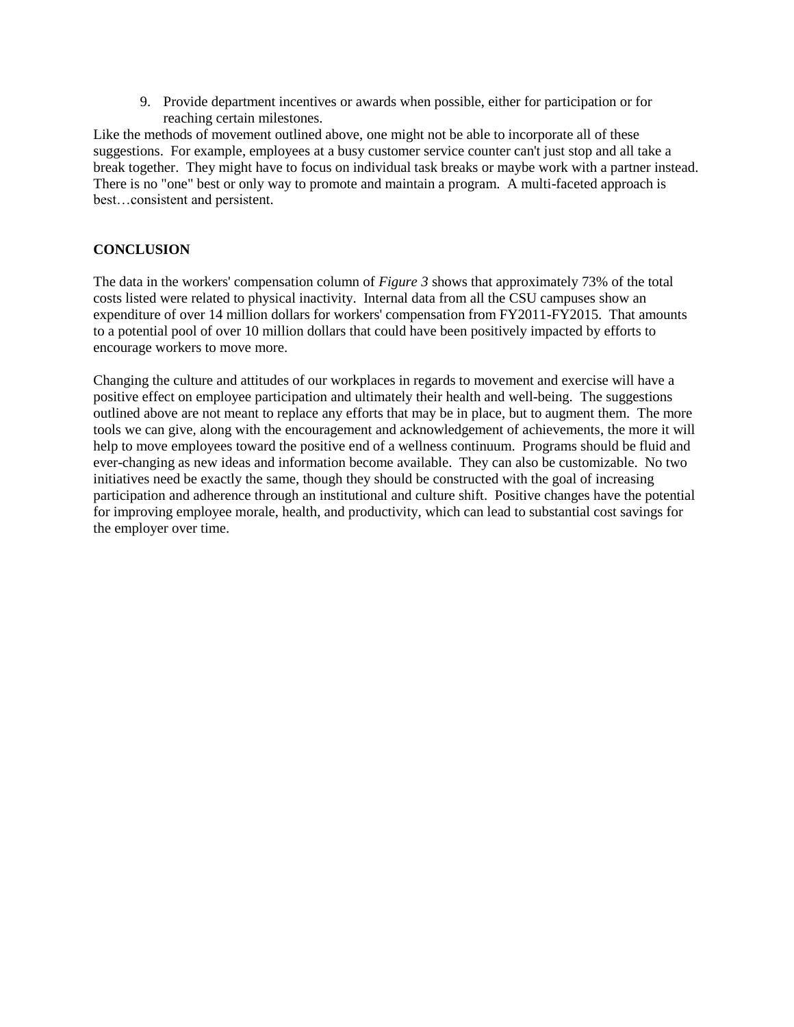9. Provide department incentives or awards when possible, either for participation or for reaching certain milestones.

Like the methods of movement outlined above, one might not be able to incorporate all of these suggestions. For example, employees at a busy customer service counter can't just stop and all take a break together. They might have to focus on individual task breaks or maybe work with a partner instead. There is no "one" best or only way to promote and maintain a program. A multi-faceted approach is best…consistent and persistent.

**CONCLUSION**

The data in the workers' compensation column of *Figure 3* shows that approximately 73% of the total costs listed were related to physical inactivity. Internal data from all the CSU campuses show an expenditure of over 14 million dollars for workers' compensation from FY2011-FY2015. That amounts to a potential pool of over 10 million dollars that could have been positively impacted by efforts to encourage workers to move more.

Changing the culture and attitudes of our workplaces in regards to movement and exercise will have a positive effect on employee participation and ultimately their health and well-being. The suggestions outlined above are not meant to replace any efforts that may be in place, but to augment them. The more tools we can give, along with the encouragement and acknowledgement of achievements, the more it will help to move employees toward the positive end of a wellness continuum. Programs should be fluid and ever-changing as new ideas and information become available. They can also be customizable. No two initiatives need be exactly the same, though they should be constructed with the goal of increasing participation and adherence through an institutional and culture shift. Positive changes have the potential for improving employee morale, health, and productivity, which can lead to substantial cost savings for the employer over time.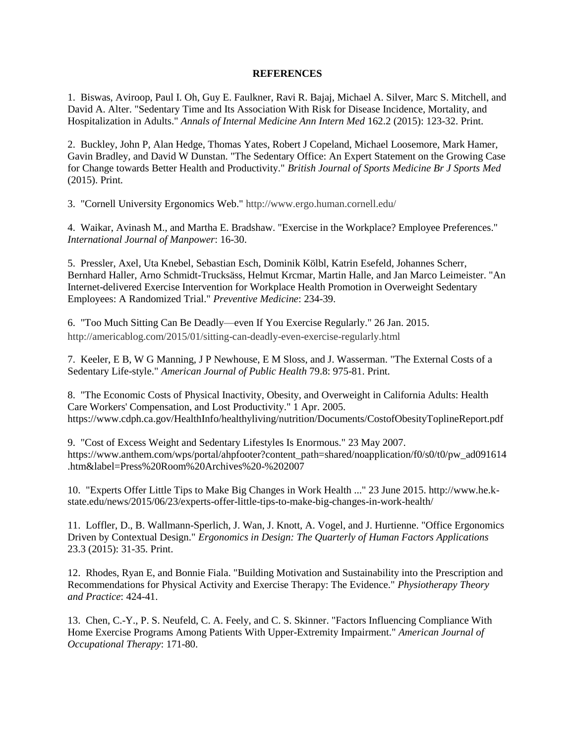**REFERENCES**

1. Biswas, Aviroop, Paul I. Oh, Guy E. Faulkner, Ravi R. Bajaj, Michael A. Silver, Marc S. Mitchell, and David A. Alter. "Sedentary Time and Its Association With Risk for Disease Incidence, Mortality, and Hospitalization in Adults." *Annals of Internal Medicine Ann Intern Med* 162.2 (2015): 123-32. Print.

2. Buckley, John P, Alan Hedge, Thomas Yates, Robert J Copeland, Michael Loosemore, Mark Hamer, Gavin Bradley, and David W Dunstan. "The Sedentary Office: An Expert Statement on the Growing Case for Change towards Better Health and Productivity." *British Journal of Sports Medicine Br J Sports Med* (2015). Print.

3. "Cornell University Ergonomics Web." http://www.ergo.human.cornell.edu/

4. Waikar, Avinash M., and Martha E. Bradshaw. "Exercise in the Workplace? Employee Preferences." *International Journal of Manpower*: 16-30.

5. Pressler, Axel, Uta Knebel, Sebastian Esch, Dominik Kölbl, Katrin Esefeld, Johannes Scherr, Bernhard Haller, Arno Schmidt-Trucksäss, Helmut Krcmar, Martin Halle, and Jan Marco Leimeister. "An Internet-delivered Exercise Intervention for Workplace Health Promotion in Overweight Sedentary Employees: A Randomized Trial." *Preventive Medicine*: 234-39.

6. "Too Much Sitting Can Be Deadly—even If You Exercise Regularly." 26 Jan. 2015. http://americablog.com/2015/01/sitting-can-deadly-even-exercise-regularly.html

7. Keeler, E B, W G Manning, J P Newhouse, E M Sloss, and J. Wasserman. "The External Costs of a Sedentary Life-style." *American Journal of Public Health* 79.8: 975-81. Print.

8. "The Economic Costs of Physical Inactivity, Obesity, and Overweight in California Adults: Health Care Workers' Compensation, and Lost Productivity." 1 Apr. 2005. https://www.cdph.ca.gov/HealthInfo/healthyliving/nutrition/Documents/CostofObesityToplineReport.pdf

9. "Cost of Excess Weight and Sedentary Lifestyles Is Enormous." 23 May 2007. https://www.anthem.com/wps/portal/ahpfooter?content_path=shared/noapplication/f0/s0/t0/pw_ad091614.htm&label=Press%20Room%20Archives%20-%202007

10. "Experts Offer Little Tips to Make Big Changes in Work Health ..." 23 June 2015. http://www.he.k-state.edu/news/2015/06/23/experts-offer-little-tips-to-make-big-changes-in-work-health/

11. Loffler, D., B. Wallmann-Sperlich, J. Wan, J. Knott, A. Vogel, and J. Hurtienne. "Office Ergonomics Driven by Contextual Design." *Ergonomics in Design: The Quarterly of Human Factors Applications* 23.3 (2015): 31-35. Print.

12. Rhodes, Ryan E, and Bonnie Fiala. "Building Motivation and Sustainability into the Prescription and Recommendations for Physical Activity and Exercise Therapy: The Evidence." *Physiotherapy Theory and Practice*: 424-41.

13. Chen, C.-Y., P. S. Neufeld, C. A. Feely, and C. S. Skinner. "Factors Influencing Compliance With Home Exercise Programs Among Patients With Upper-Extremity Impairment." *American Journal of Occupational Therapy*: 171-80.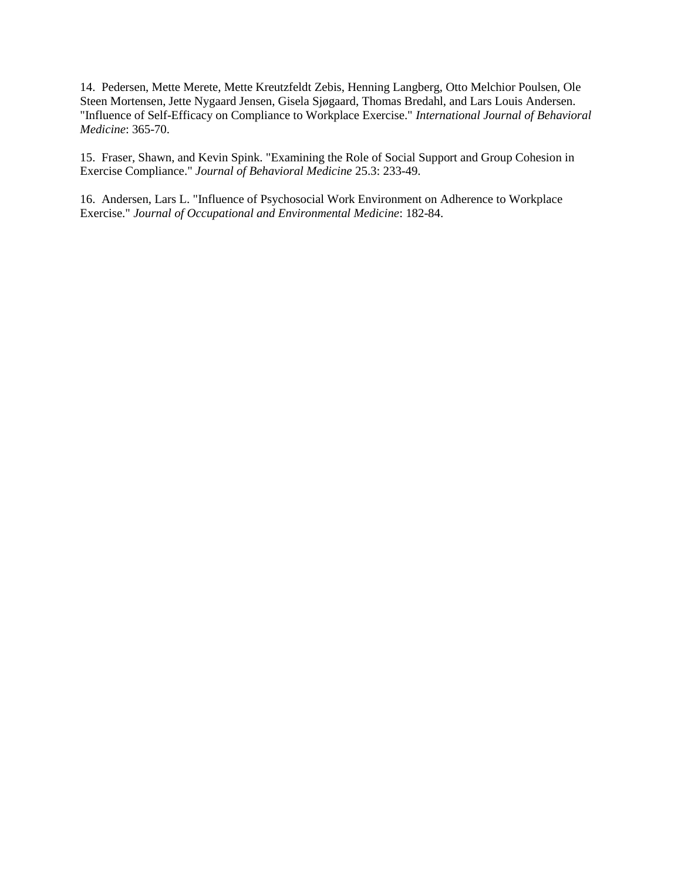14. Pedersen, Mette Merete, Mette Kreutzfeldt Zebis, Henning Langberg, Otto Melchior Poulsen, Ole Steen Mortensen, Jette Nygaard Jensen, Gisela Sjøgaard, Thomas Bredahl, and Lars Louis Andersen. "Influence of Self-Efficacy on Compliance to Workplace Exercise." *International Journal of Behavioral Medicine*: 365-70.

15. Fraser, Shawn, and Kevin Spink. "Examining the Role of Social Support and Group Cohesion in Exercise Compliance." *Journal of Behavioral Medicine* 25.3: 233-49.

16. Andersen, Lars L. "Influence of Psychosocial Work Environment on Adherence to Workplace Exercise." *Journal of Occupational and Environmental Medicine*: 182-84.